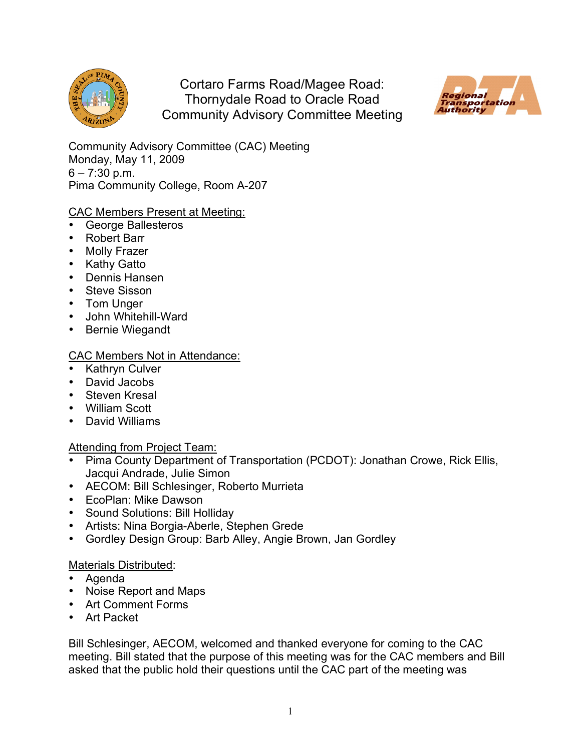# Cortaro Farms Road/Magee Road: Thornydale Road to Oracle Road Community Advisory Committee Meeting

Community Advisory Committee (CAC) Meeting
Monday, May 11, 2009
6 – 7:30 p.m.
Pima Community College, Room A-207

CAC Members Present at Meeting:

- George Ballesteros
- Robert Barr
- Molly Frazer
- Kathy Gatto
- Dennis Hansen
- Steve Sisson
- Tom Unger
- John Whitehill-Ward
- Bernie Wiegandt

CAC Members Not in Attendance:

- Kathryn Culver
- David Jacobs
- Steven Kresal
- William Scott
- David Williams

Attending from Project Team:

- Pima County Department of Transportation (PCDOT): Jonathan Crowe, Rick Ellis, Jacqui Andrade, Julie Simon
- AECOM: Bill Schlesinger, Roberto Murrieta
- EcoPlan: Mike Dawson
- Sound Solutions: Bill Holliday
- Artists: Nina Borgia-Aberle, Stephen Grede
- Gordley Design Group: Barb Alley, Angie Brown, Jan Gordley

Materials Distributed:

- Agenda
- Noise Report and Maps
- Art Comment Forms
- Art Packet

Bill Schlesinger, AECOM, welcomed and thanked everyone for coming to the CAC meeting. Bill stated that the purpose of this meeting was for the CAC members and Bill asked that the public hold their questions until the CAC part of the meeting was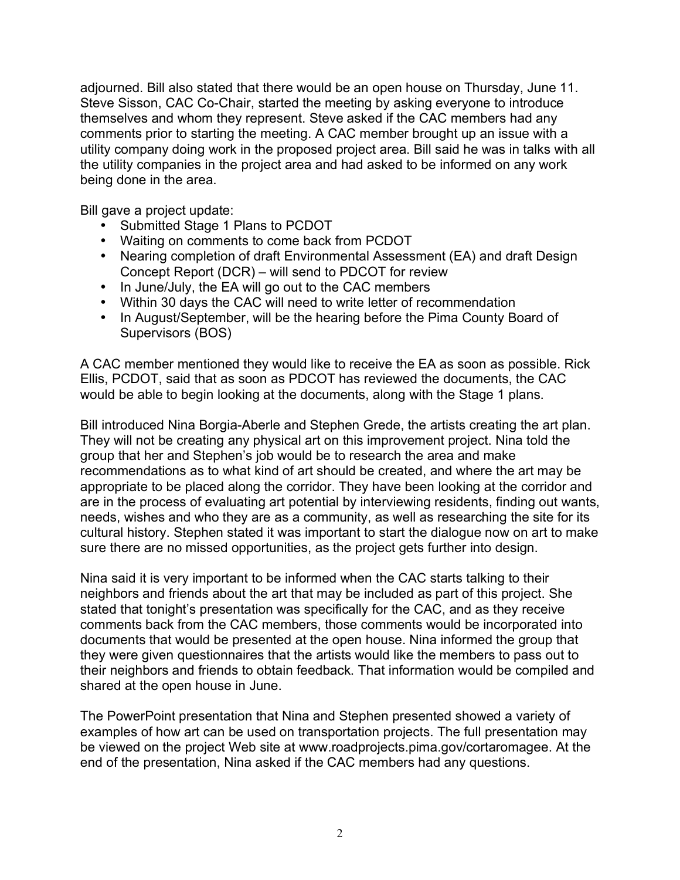adjourned. Bill also stated that there would be an open house on Thursday, June 11. Steve Sisson, CAC Co-Chair, started the meeting by asking everyone to introduce themselves and whom they represent. Steve asked if the CAC members had any comments prior to starting the meeting. A CAC member brought up an issue with a utility company doing work in the proposed project area. Bill said he was in talks with all the utility companies in the project area and had asked to be informed on any work being done in the area.

Bill gave a project update:

- Submitted Stage 1 Plans to PCDOT
- Waiting on comments to come back from PCDOT
- Nearing completion of draft Environmental Assessment (EA) and draft Design Concept Report (DCR) – will send to PDCOT for review
- In June/July, the EA will go out to the CAC members
- Within 30 days the CAC will need to write letter of recommendation
- In August/September, will be the hearing before the Pima County Board of Supervisors (BOS)

A CAC member mentioned they would like to receive the EA as soon as possible. Rick Ellis, PCDOT, said that as soon as PDCOT has reviewed the documents, the CAC would be able to begin looking at the documents, along with the Stage 1 plans.

Bill introduced Nina Borgia-Aberle and Stephen Grede, the artists creating the art plan. They will not be creating any physical art on this improvement project. Nina told the group that her and Stephen's job would be to research the area and make recommendations as to what kind of art should be created, and where the art may be appropriate to be placed along the corridor. They have been looking at the corridor and are in the process of evaluating art potential by interviewing residents, finding out wants, needs, wishes and who they are as a community, as well as researching the site for its cultural history. Stephen stated it was important to start the dialogue now on art to make sure there are no missed opportunities, as the project gets further into design.

Nina said it is very important to be informed when the CAC starts talking to their neighbors and friends about the art that may be included as part of this project. She stated that tonight's presentation was specifically for the CAC, and as they receive comments back from the CAC members, those comments would be incorporated into documents that would be presented at the open house. Nina informed the group that they were given questionnaires that the artists would like the members to pass out to their neighbors and friends to obtain feedback. That information would be compiled and shared at the open house in June.

The PowerPoint presentation that Nina and Stephen presented showed a variety of examples of how art can be used on transportation projects. The full presentation may be viewed on the project Web site at www.roadprojects.pima.gov/cortaromagee. At the end of the presentation, Nina asked if the CAC members had any questions.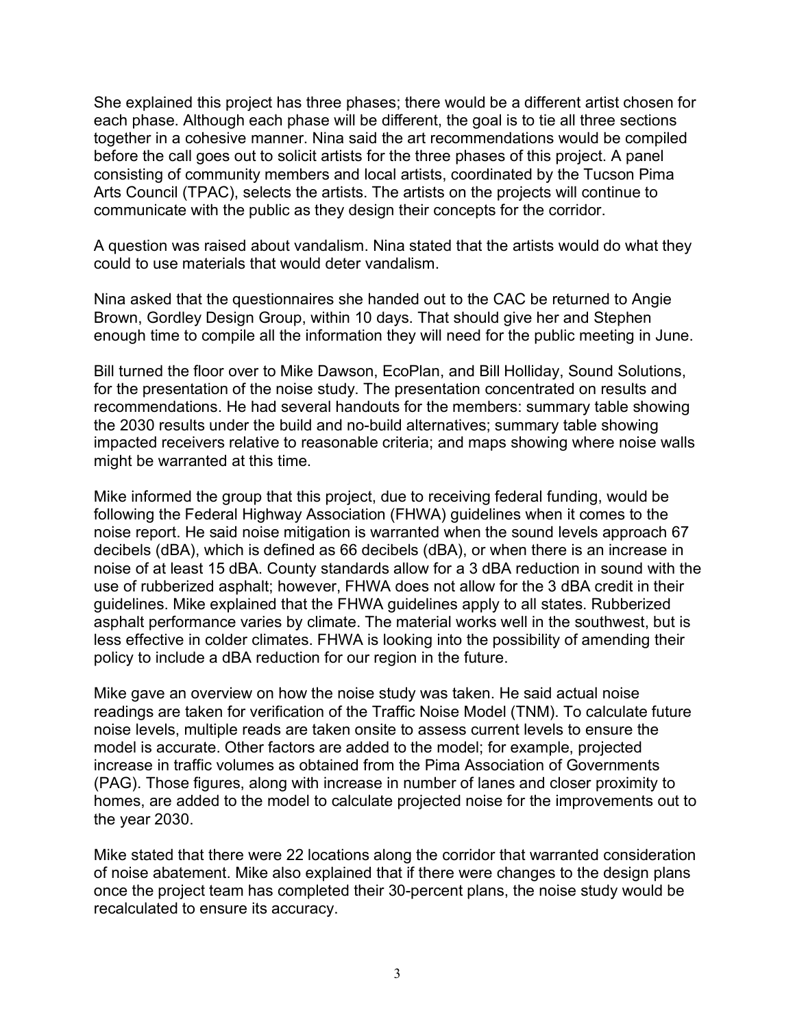She explained this project has three phases; there would be a different artist chosen for each phase. Although each phase will be different, the goal is to tie all three sections together in a cohesive manner. Nina said the art recommendations would be compiled before the call goes out to solicit artists for the three phases of this project. A panel consisting of community members and local artists, coordinated by the Tucson Pima Arts Council (TPAC), selects the artists. The artists on the projects will continue to communicate with the public as they design their concepts for the corridor.

A question was raised about vandalism. Nina stated that the artists would do what they could to use materials that would deter vandalism.

Nina asked that the questionnaires she handed out to the CAC be returned to Angie Brown, Gordley Design Group, within 10 days. That should give her and Stephen enough time to compile all the information they will need for the public meeting in June.

Bill turned the floor over to Mike Dawson, EcoPlan, and Bill Holliday, Sound Solutions, for the presentation of the noise study. The presentation concentrated on results and recommendations. He had several handouts for the members: summary table showing the 2030 results under the build and no-build alternatives; summary table showing impacted receivers relative to reasonable criteria; and maps showing where noise walls might be warranted at this time.

Mike informed the group that this project, due to receiving federal funding, would be following the Federal Highway Association (FHWA) guidelines when it comes to the noise report. He said noise mitigation is warranted when the sound levels approach 67 decibels (dBA), which is defined as 66 decibels (dBA), or when there is an increase in noise of at least 15 dBA. County standards allow for a 3 dBA reduction in sound with the use of rubberized asphalt; however, FHWA does not allow for the 3 dBA credit in their guidelines. Mike explained that the FHWA guidelines apply to all states. Rubberized asphalt performance varies by climate. The material works well in the southwest, but is less effective in colder climates. FHWA is looking into the possibility of amending their policy to include a dBA reduction for our region in the future.

Mike gave an overview on how the noise study was taken. He said actual noise readings are taken for verification of the Traffic Noise Model (TNM). To calculate future noise levels, multiple reads are taken onsite to assess current levels to ensure the model is accurate. Other factors are added to the model; for example, projected increase in traffic volumes as obtained from the Pima Association of Governments (PAG). Those figures, along with increase in number of lanes and closer proximity to homes, are added to the model to calculate projected noise for the improvements out to the year 2030.

Mike stated that there were 22 locations along the corridor that warranted consideration of noise abatement. Mike also explained that if there were changes to the design plans once the project team has completed their 30-percent plans, the noise study would be recalculated to ensure its accuracy.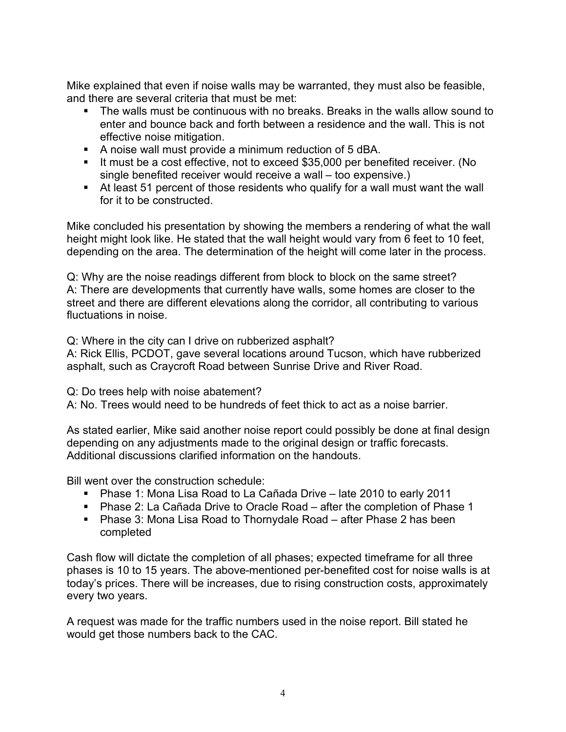Mike explained that even if noise walls may be warranted, they must also be feasible, and there are several criteria that must be met:

- The walls must be continuous with no breaks. Breaks in the walls allow sound to enter and bounce back and forth between a residence and the wall. This is not effective noise mitigation.
- A noise wall must provide a minimum reduction of 5 dBA.
- It must be a cost effective, not to exceed $35,000 per benefited receiver. (No single benefited receiver would receive a wall – too expensive.)
- At least 51 percent of those residents who qualify for a wall must want the wall for it to be constructed.

Mike concluded his presentation by showing the members a rendering of what the wall height might look like. He stated that the wall height would vary from 6 feet to 10 feet, depending on the area. The determination of the height will come later in the process.

Q: Why are the noise readings different from block to block on the same street?
A: There are developments that currently have walls, some homes are closer to the street and there are different elevations along the corridor, all contributing to various fluctuations in noise.

Q: Where in the city can I drive on rubberized asphalt?
A: Rick Ellis, PCDOT, gave several locations around Tucson, which have rubberized asphalt, such as Craycroft Road between Sunrise Drive and River Road.

Q: Do trees help with noise abatement?
A: No. Trees would need to be hundreds of feet thick to act as a noise barrier.

As stated earlier, Mike said another noise report could possibly be done at final design depending on any adjustments made to the original design or traffic forecasts. Additional discussions clarified information on the handouts.

Bill went over the construction schedule:

- Phase 1: Mona Lisa Road to La Cañada Drive – late 2010 to early 2011
- Phase 2: La Cañada Drive to Oracle Road – after the completion of Phase 1
- Phase 3: Mona Lisa Road to Thornydale Road – after Phase 2 has been completed

Cash flow will dictate the completion of all phases; expected timeframe for all three phases is 10 to 15 years. The above-mentioned per-benefited cost for noise walls is at today's prices. There will be increases, due to rising construction costs, approximately every two years.

A request was made for the traffic numbers used in the noise report. Bill stated he would get those numbers back to the CAC.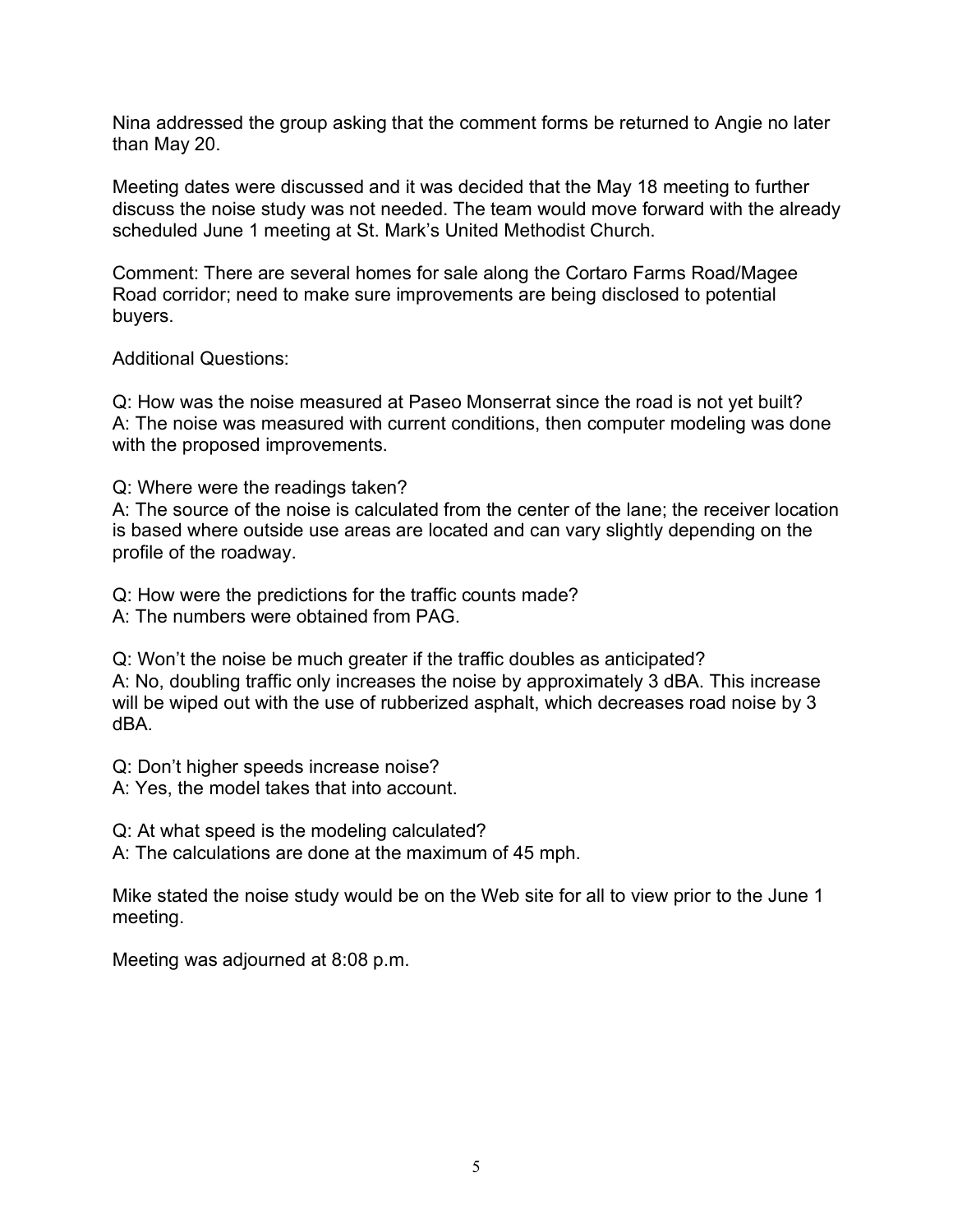Nina addressed the group asking that the comment forms be returned to Angie no later than May 20.

Meeting dates were discussed and it was decided that the May 18 meeting to further discuss the noise study was not needed. The team would move forward with the already scheduled June 1 meeting at St. Mark's United Methodist Church.

Comment: There are several homes for sale along the Cortaro Farms Road/Magee Road corridor; need to make sure improvements are being disclosed to potential buyers.

Additional Questions:

Q: How was the noise measured at Paseo Monserrat since the road is not yet built?
A: The noise was measured with current conditions, then computer modeling was done with the proposed improvements.

Q: Where were the readings taken?
A: The source of the noise is calculated from the center of the lane; the receiver location is based where outside use areas are located and can vary slightly depending on the profile of the roadway.

Q: How were the predictions for the traffic counts made?
A: The numbers were obtained from PAG.

Q: Won't the noise be much greater if the traffic doubles as anticipated?
A: No, doubling traffic only increases the noise by approximately 3 dBA. This increase will be wiped out with the use of rubberized asphalt, which decreases road noise by 3 dBA.

Q: Don't higher speeds increase noise?
A: Yes, the model takes that into account.

Q: At what speed is the modeling calculated?
A: The calculations are done at the maximum of 45 mph.

Mike stated the noise study would be on the Web site for all to view prior to the June 1 meeting.

Meeting was adjourned at 8:08 p.m.